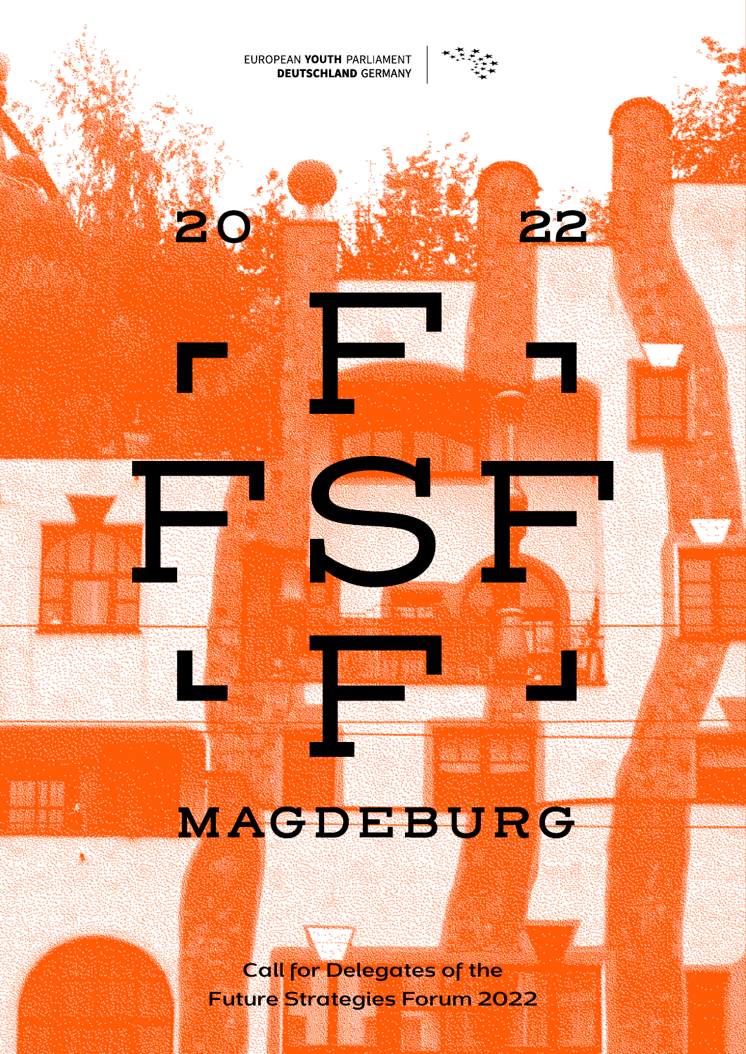EUROPEAN **YOUTH** PARLIAMENT
**DEUTSCHLAND** GERMANY

# 2022

# FSF

# MAGDEBURG

**Call for Delegates of the Future Strategies Forum 2022**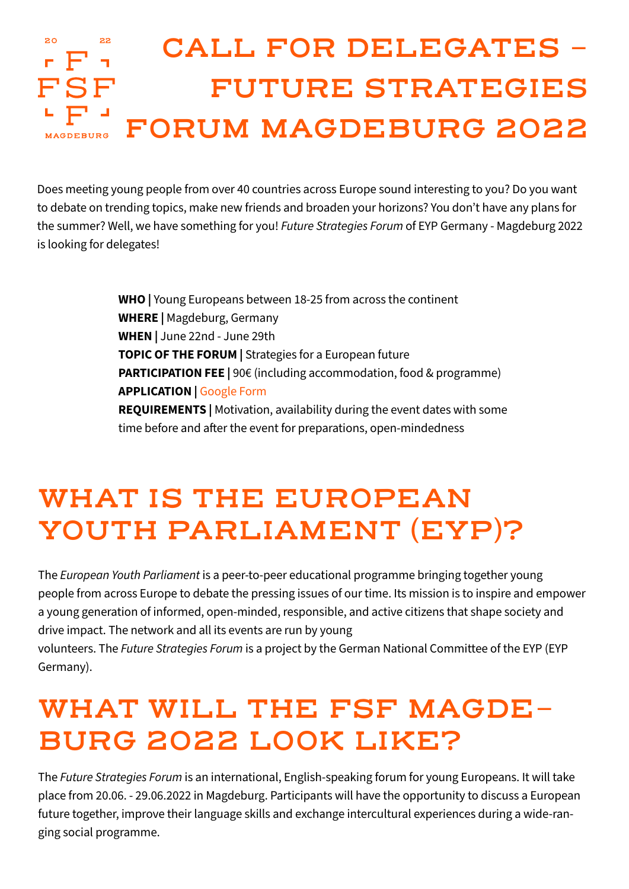# CALL FOR DELEGATES – FUTURE STRATEGIES FORUM MAGDEBURG 2022

Does meeting young people from over 40 countries across Europe sound interesting to you? Do you want to debate on trending topics, make new friends and broaden your horizons? You don't have any plans for the summer? Well, we have something for you! *Future Strategies Forum* of EYP Germany - Magdeburg 2022 is looking for delegates!

**WHO |** Young Europeans between 18-25 from across the continent
**WHERE |** Magdeburg, Germany
**WHEN |** June 22nd - June 29th
**TOPIC OF THE FORUM |** Strategies for a European future
**PARTICIPATION FEE |** 90€ (including accommodation, food & programme)
**APPLICATION |** Google Form
**REQUIREMENTS |** Motivation, availability during the event dates with some time before and after the event for preparations, open-mindedness

## WHAT IS THE EUROPEAN YOUTH PARLIAMENT (EYP)?

The *European Youth Parliament* is a peer-to-peer educational programme bringing together young people from across Europe to debate the pressing issues of our time. Its mission is to inspire and empower a young generation of informed, open-minded, responsible, and active citizens that shape society and drive impact. The network and all its events are run by young volunteers. The *Future Strategies Forum* is a project by the German National Committee of the EYP (EYP Germany).

## WHAT WILL THE FSF MAGDEBURG 2022 LOOK LIKE?

The *Future Strategies Forum* is an international, English-speaking forum for young Europeans. It will take place from 20.06. - 29.06.2022 in Magdeburg. Participants will have the opportunity to discuss a European future together, improve their language skills and exchange intercultural experiences during a wide-ranging social programme.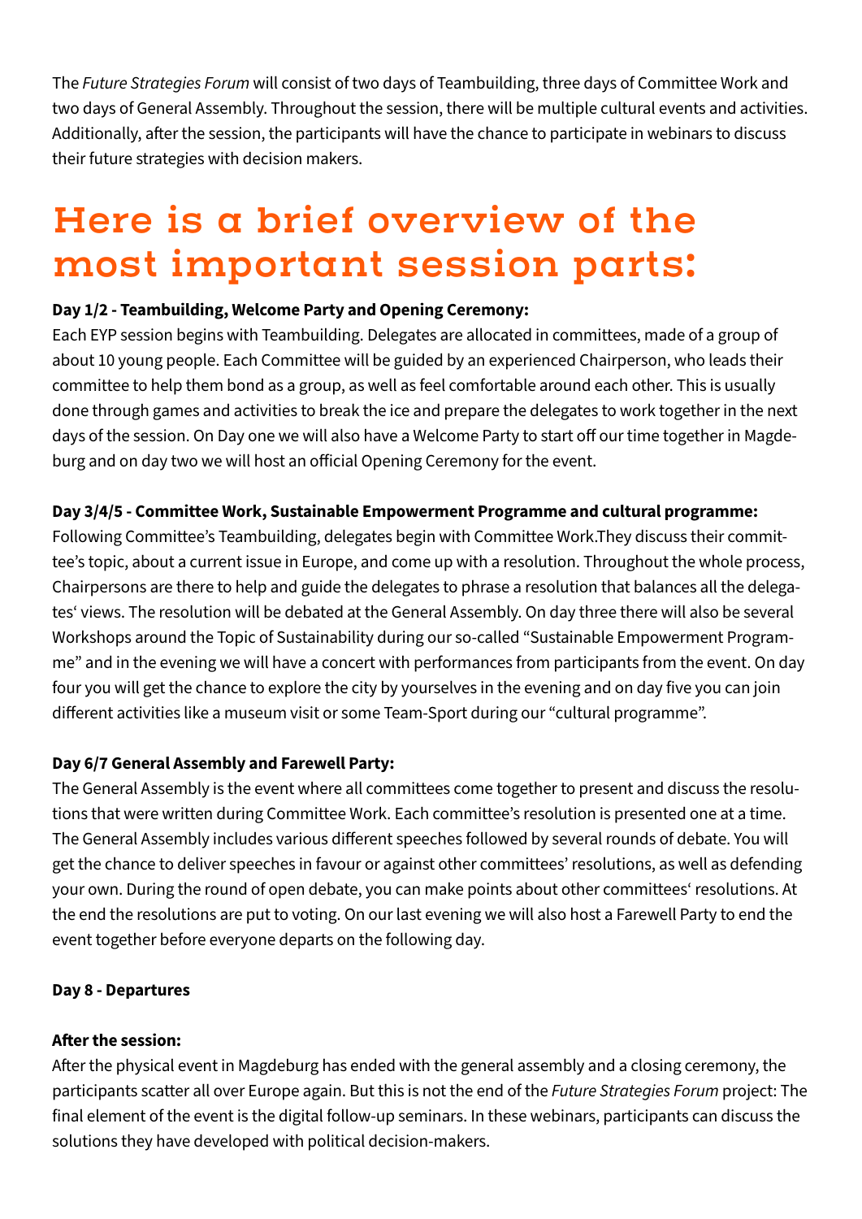The *Future Strategies Forum* will consist of two days of Teambuilding, three days of Committee Work and two days of General Assembly. Throughout the session, there will be multiple cultural events and activities. Additionally, after the session, the participants will have the chance to participate in webinars to discuss their future strategies with decision makers.

# Here is a brief overview of the most important session parts:

**Day 1/2 - Teambuilding, Welcome Party and Opening Ceremony:**
Each EYP session begins with Teambuilding. Delegates are allocated in committees, made of a group of about 10 young people. Each Committee will be guided by an experienced Chairperson, who leads their committee to help them bond as a group, as well as feel comfortable around each other. This is usually done through games and activities to break the ice and prepare the delegates to work together in the next days of the session. On Day one we will also have a Welcome Party to start off our time together in Magdeburg and on day two we will host an official Opening Ceremony for the event.

**Day 3/4/5 - Committee Work, Sustainable Empowerment Programme and cultural programme:**
Following Committee's Teambuilding, delegates begin with Committee Work.They discuss their committee's topic, about a current issue in Europe, and come up with a resolution. Throughout the whole process, Chairpersons are there to help and guide the delegates to phrase a resolution that balances all the delegates' views. The resolution will be debated at the General Assembly. On day three there will also be several Workshops around the Topic of Sustainability during our so-called "Sustainable Empowerment Programme" and in the evening we will have a concert with performances from participants from the event. On day four you will get the chance to explore the city by yourselves in the evening and on day five you can join different activities like a museum visit or some Team-Sport during our "cultural programme".

**Day 6/7 General Assembly and Farewell Party:**
The General Assembly is the event where all committees come together to present and discuss the resolutions that were written during Committee Work. Each committee's resolution is presented one at a time. The General Assembly includes various different speeches followed by several rounds of debate. You will get the chance to deliver speeches in favour or against other committees' resolutions, as well as defending your own. During the round of open debate, you can make points about other committees' resolutions. At the end the resolutions are put to voting. On our last evening we will also host a Farewell Party to end the event together before everyone departs on the following day.

**Day 8 - Departures**

**After the session:**
After the physical event in Magdeburg has ended with the general assembly and a closing ceremony, the participants scatter all over Europe again. But this is not the end of the *Future Strategies Forum* project: The final element of the event is the digital follow-up seminars. In these webinars, participants can discuss the solutions they have developed with political decision-makers.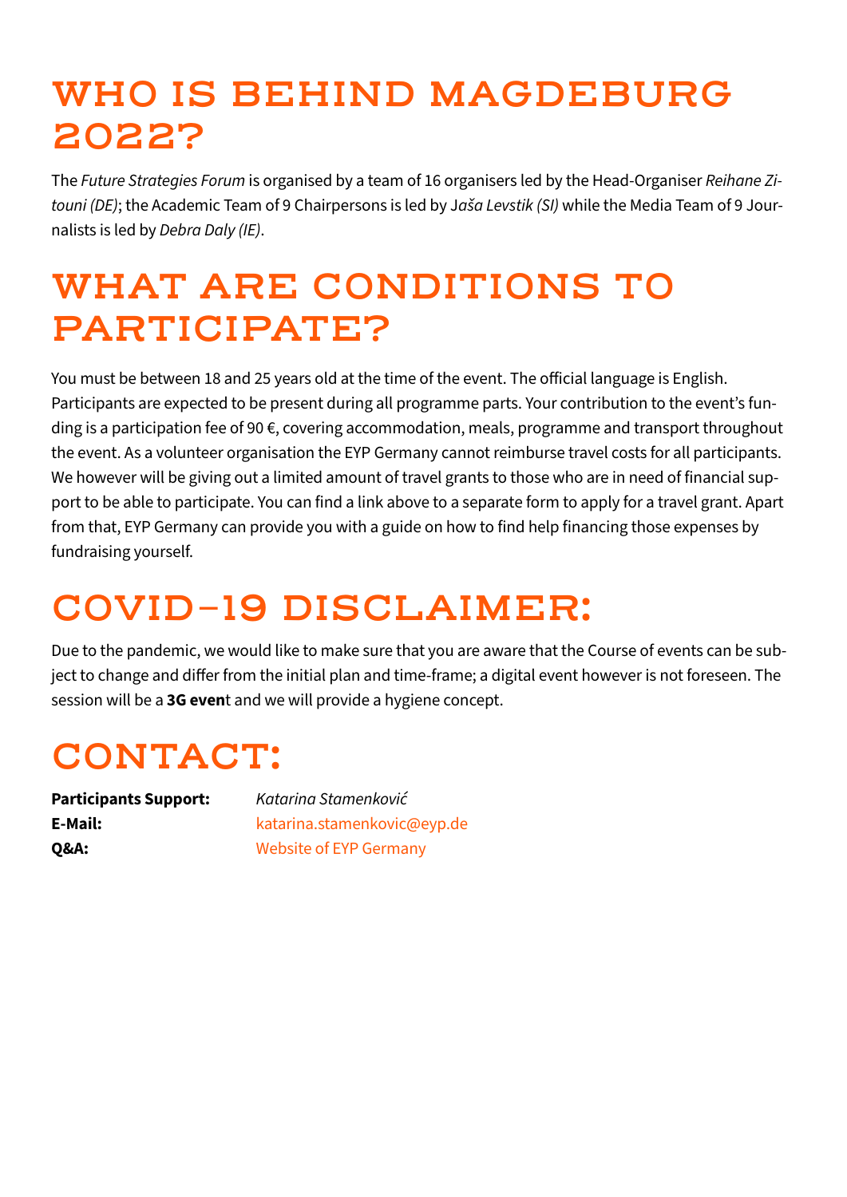# WHO IS BEHIND MAGDEBURG 2022?

The *Future Strategies Forum* is organised by a team of 16 organisers led by the Head-Organiser *Reihane Zitouni (DE)*; the Academic Team of 9 Chairpersons is led by *Jaša Levstik (SI)* while the Media Team of 9 Journalists is led by *Debra Daly (IE)*.

# WHAT ARE CONDITIONS TO PARTICIPATE?

You must be between 18 and 25 years old at the time of the event. The official language is English. Participants are expected to be present during all programme parts. Your contribution to the event's funding is a participation fee of 90 €, covering accommodation, meals, programme and transport throughout the event. As a volunteer organisation the EYP Germany cannot reimburse travel costs for all participants. We however will be giving out a limited amount of travel grants to those who are in need of financial support to be able to participate. You can find a link above to a separate form to apply for a travel grant. Apart from that, EYP Germany can provide you with a guide on how to find help financing those expenses by fundraising yourself.

# COVID-19 DISCLAIMER:

Due to the pandemic, we would like to make sure that you are aware that the Course of events can be subject to change and differ from the initial plan and time-frame; a digital event however is not foreseen. The session will be a **3G even**t and we will provide a hygiene concept.

# CONTACT:

| | |
|---|---|
| **Participants Support:** | *Katarina Stamenković* |
| **E-Mail:** | katarina.stamenkovic@eyp.de |
| **Q&A:** | Website of EYP Germany |